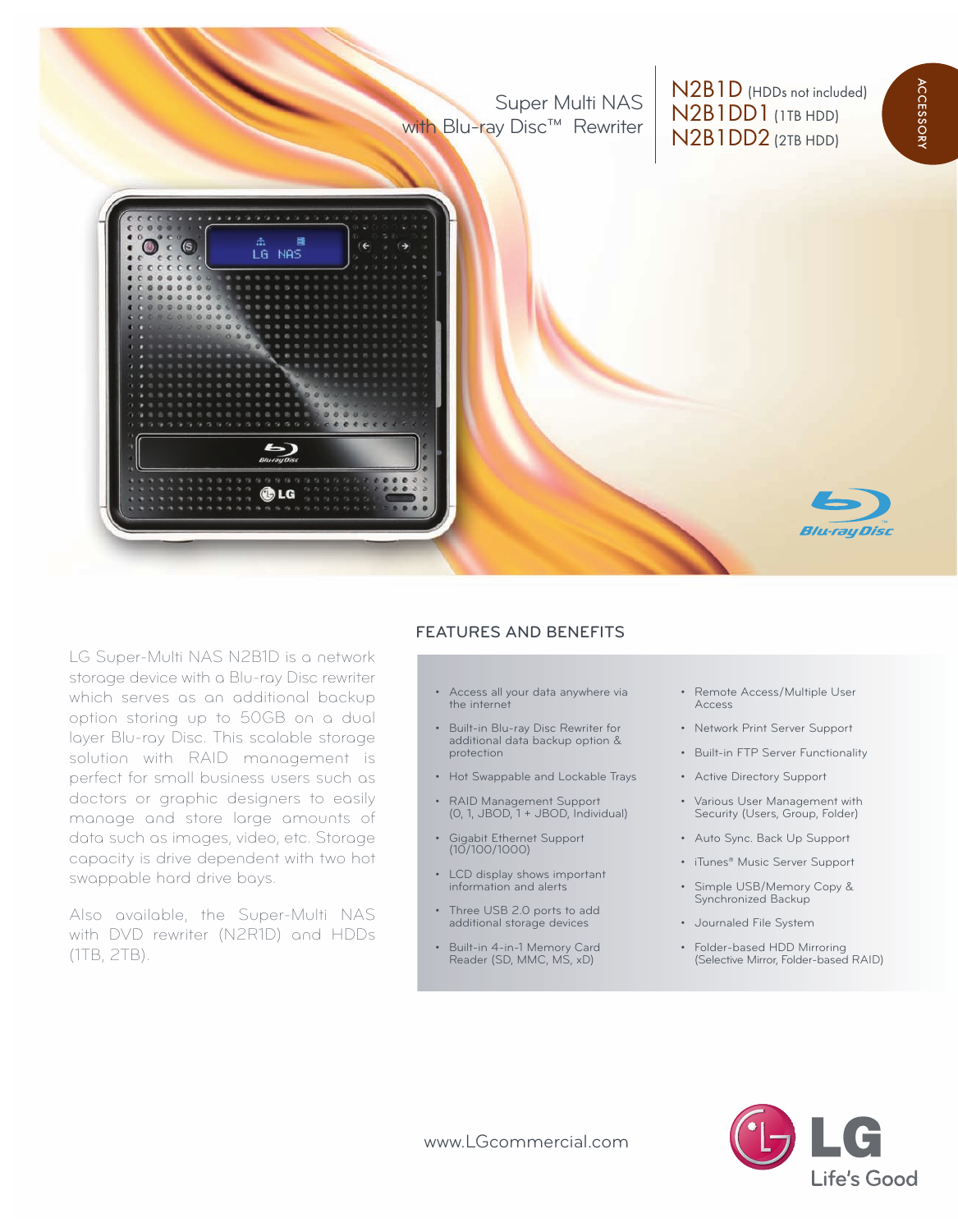# Super Multi NAS with Blu-ray Disc™ Rewriter

**N2B1D** (HDDs not included)
**N2B1DD1** (1TB HDD)
**N2B1DD2** (2TB HDD)

ACCESSORY

LG Super-Multi NAS N2B1D is a network storage device with a Blu-ray Disc rewriter which serves as an additional backup option storing up to 50GB on a dual layer Blu-ray Disc. This scalable storage solution with RAID management is perfect for small business users such as doctors or graphic designers to easily manage and store large amounts of data such as images, video, etc. Storage capacity is drive dependent with two hot swappable hard drive bays.

Also available, the Super-Multi NAS with DVD rewriter (N2R1D) and HDDs (1TB, 2TB).

## FEATURES AND BENEFITS

- Access all your data anywhere via the internet
- Built-in Blu-ray Disc Rewriter for additional data backup option & protection
- Hot Swappable and Lockable Trays
- RAID Management Support (0, 1, JBOD, 1 + JBOD, Individual)
- Gigabit Ethernet Support (10/100/1000)
- LCD display shows important information and alerts
- Three USB 2.0 ports to add additional storage devices
- Built-in 4-in-1 Memory Card Reader (SD, MMC, MS, xD)
- Remote Access/Multiple User Access
- Network Print Server Support
- Built-in FTP Server Functionality
- Active Directory Support
- Various User Management with Security (Users, Group, Folder)
- Auto Sync. Back Up Support
- iTunes® Music Server Support
- Simple USB/Memory Copy & Synchronized Backup
- Journaled File System
- Folder-based HDD Mirroring (Selective Mirror, Folder-based RAID)

www.LGcommercial.com

LG Life's Good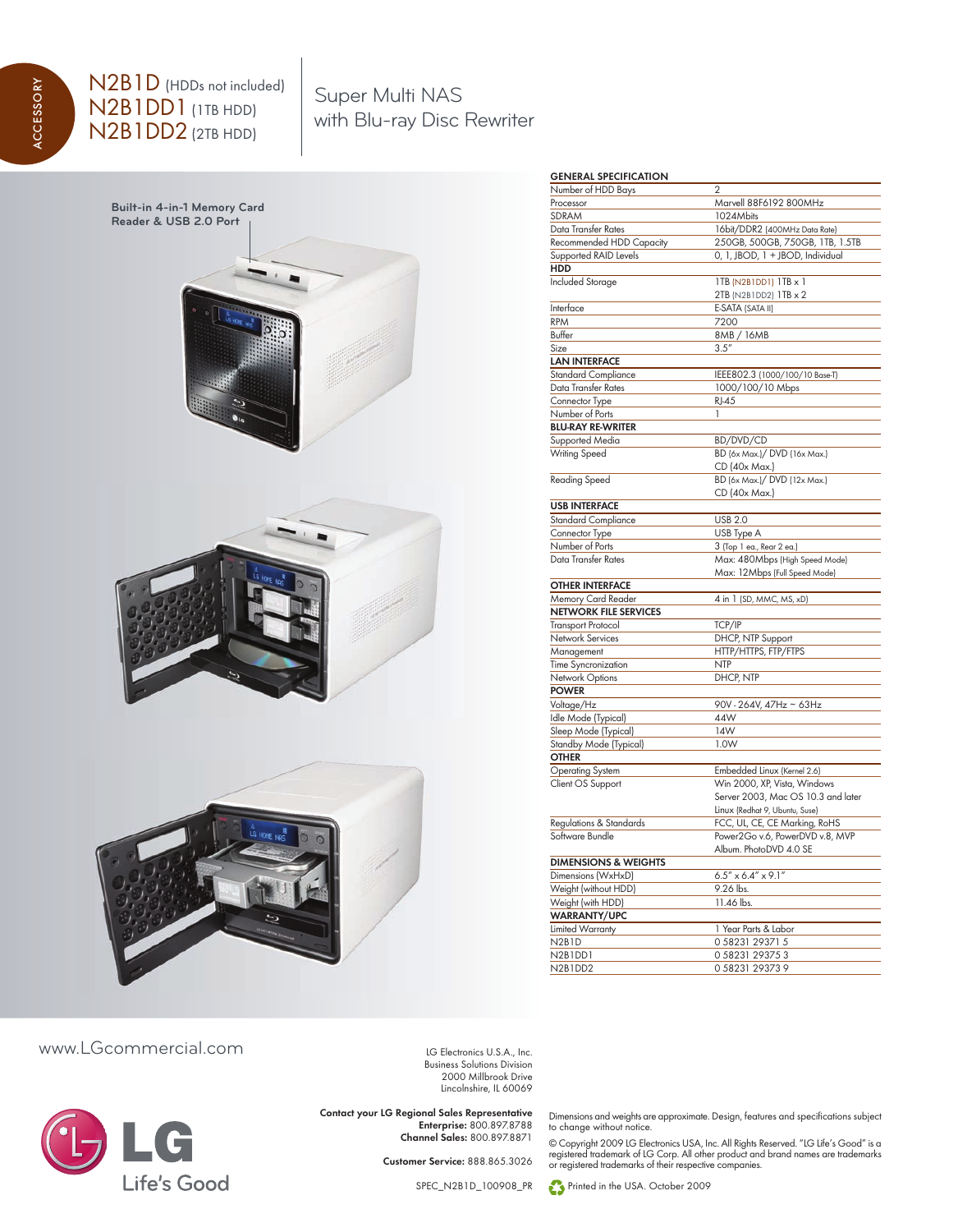ACCESSORY

# N2B1D (HDDs not included) N2B1DD1 (1TB HDD) N2B1DD2 (2TB HDD)

## Super Multi NAS with Blu-ray Disc Rewriter

Built-in 4-in-1 Memory Card Reader & USB 2.0 Port

| | |
|---|---|
| **GENERAL SPECIFICATION** | |
| Number of HDD Bays | 2 |
| Processor | Marvell 88F6192 800MHz |
| SDRAM | 1024Mbits |
| Data Transfer Rates | 16bit/DDR2 (400MHz Data Rate) |
| Recommended HDD Capacity | 250GB, 500GB, 750GB, 1TB, 1.5TB |
| Supported RAID Levels | 0, 1, JBOD, 1 + JBOD, Individual |
| **HDD** | |
| Included Storage | 1TB (N2B1DD1) 1TB x 1<br>2TB (N2B1DD2) 1TB x 2 |
| Interface | E-SATA (SATA II) |
| RPM | 7200 |
| Buffer | 8MB / 16MB |
| Size | 3.5" |
| **LAN INTERFACE** | |
| Standard Compliance | IEEE802.3 (1000/100/10 Base-T) |
| Data Transfer Rates | 1000/100/10 Mbps |
| Connector Type | RJ-45 |
| Number of Ports | 1 |
| **BLU-RAY RE-WRITER** | |
| Supported Media | BD/DVD/CD |
| Writing Speed | BD (6x Max.)/ DVD (16x Max.)<br>CD (40x Max.) |
| Reading Speed | BD (6x Max.)/ DVD (12x Max.)<br>CD (40x Max.) |
| **USB INTERFACE** | |
| Standard Compliance | USB 2.0 |
| Connector Type | USB Type A |
| Number of Ports | 3 (Top 1 ea., Rear 2 ea.) |
| Data Transfer Rates | Max: 480Mbps (High Speed Mode)<br>Max: 12Mbps (Full Speed Mode) |
| **OTHER INTERFACE** | |
| Memory Card Reader | 4 in 1 (SD, MMC, MS, xD) |
| **NETWORK FILE SERVICES** | |
| Transport Protocol | TCP/IP |
| Network Services | DHCP, NTP Support |
| Management | HTTP/HTTPS, FTP/FTPS |
| Time Syncronization | NTP |
| Network Options | DHCP, NTP |
| **POWER** | |
| Voltage/Hz | 90V - 264V, 47Hz ~ 63Hz |
| Idle Mode (Typical) | 44W |
| Sleep Mode (Typical) | 14W |
| Standby Mode (Typical) | 1.0W |
| **OTHER** | |
| Operating System | Embedded Linux (Kernel 2.6) |
| Client OS Support | Win 2000, XP, Vista, Windows Server 2003, Mac OS 10.3 and later<br>Linux (Redhat 9, Ubuntu, Suse) |
| Regulations & Standards | FCC, UL, CE, CE Marking, RoHS |
| Software Bundle | Power2Go v.6, PowerDVD v.8, MVP Album. PhotoDVD 4.0 SE |
| **DIMENSIONS & WEIGHTS** | |
| Dimensions (WxHxD) | 6.5" x 6.4" x 9.1" |
| Weight (without HDD) | 9.26 lbs. |
| Weight (with HDD) | 11.46 lbs. |
| **WARRANTY/UPC** | |
| Limited Warranty | 1 Year Parts & Labor |
| N2B1D | 0 58231 29371 5 |
| N2B1DD1 | 0 58231 29375 3 |
| N2B1DD2 | 0 58231 29373 9 |

www.LGcommercial.com

LG Electronics U.S.A., Inc.
Business Solutions Division
2000 Millbrook Drive
Lincolnshire, IL 60069

**Contact your LG Regional Sales Representative**
**Enterprise:** 800.897.8788
**Channel Sales:** 800.897.8871

**Customer Service:** 888.865.3026

SPEC_N2B1D_100908_PR

LG Life's Good

Dimensions and weights are approximate. Design, features and specifications subject to change without notice.

© Copyright 2009 LG Electronics USA, Inc. All Rights Reserved. "LG Life's Good" is a registered trademark of LG Corp. All other product and brand names are trademarks or registered trademarks of their respective companies.

Printed in the USA. October 2009